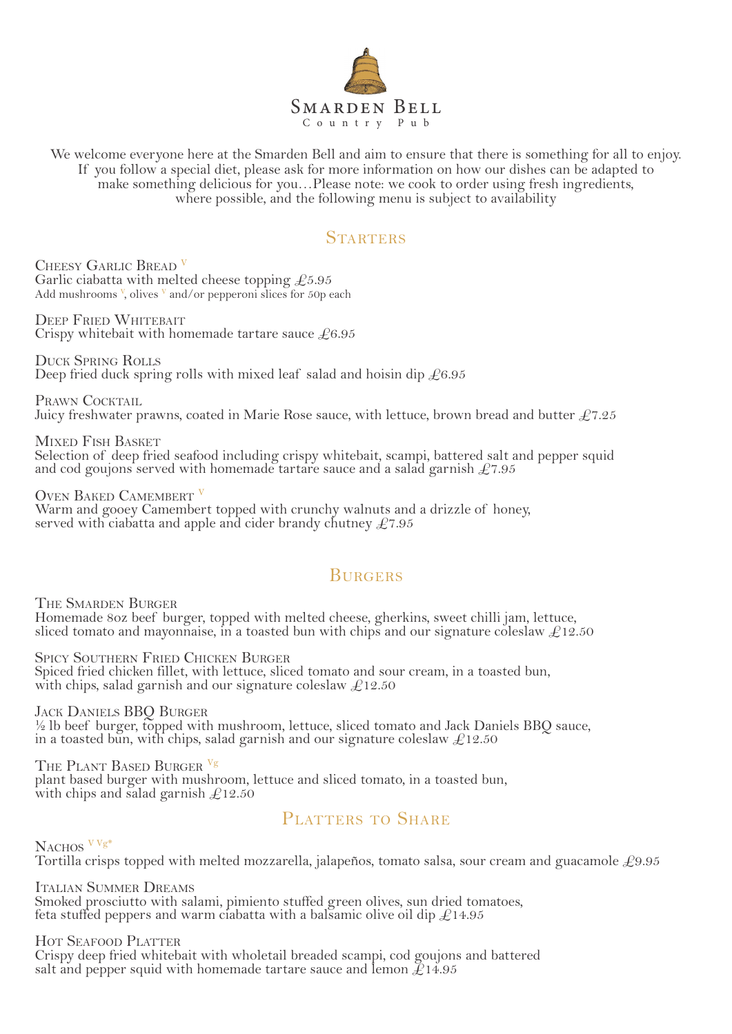# Smarden Bell

Country Pub

We welcome everyone here at the Smarden Bell and aim to ensure that there is something for all to enjoy. If you follow a special diet, please ask for more information on how our dishes can be adapted to make something delicious for you…Please note: we cook to order using fresh ingredients, where possible, and the following menu is subject to availability

## Starters

**Cheesy Garlic Bread** V
Garlic ciabatta with melted cheese topping £5.95
Add mushrooms V, olives V and/or pepperoni slices for 50p each

**Deep Fried Whitebait**
Crispy whitebait with homemade tartare sauce £6.95

**Duck Spring Rolls**
Deep fried duck spring rolls with mixed leaf salad and hoisin dip £6.95

**Prawn Cocktail**
Juicy freshwater prawns, coated in Marie Rose sauce, with lettuce, brown bread and butter £7.25

**Mixed Fish Basket**
Selection of deep fried seafood including crispy whitebait, scampi, battered salt and pepper squid and cod goujons served with homemade tartare sauce and a salad garnish £7.95

**Oven Baked Camembert** V
Warm and gooey Camembert topped with crunchy walnuts and a drizzle of honey, served with ciabatta and apple and cider brandy chutney £7.95

## Burgers

**The Smarden Burger**
Homemade 8oz beef burger, topped with melted cheese, gherkins, sweet chilli jam, lettuce, sliced tomato and mayonnaise, in a toasted bun with chips and our signature coleslaw £12.50

**Spicy Southern Fried Chicken Burger**
Spiced fried chicken fillet, with lettuce, sliced tomato and sour cream, in a toasted bun, with chips, salad garnish and our signature coleslaw £12.50

**Jack Daniels BBQ Burger**
½ lb beef burger, topped with mushroom, lettuce, sliced tomato and Jack Daniels BBQ sauce, in a toasted bun, with chips, salad garnish and our signature coleslaw £12.50

**The Plant Based Burger** Vg
plant based burger with mushroom, lettuce and sliced tomato, in a toasted bun, with chips and salad garnish £12.50

## Platters to Share

**Nachos** V Vg*
Tortilla crisps topped with melted mozzarella, jalapeños, tomato salsa, sour cream and guacamole £9.95

**Italian Summer Dreams**
Smoked prosciutto with salami, pimiento stuffed green olives, sun dried tomatoes, feta stuffed peppers and warm ciabatta with a balsamic olive oil dip £14.95

**Hot Seafood Platter**
Crispy deep fried whitebait with wholetail breaded scampi, cod goujons and battered salt and pepper squid with homemade tartare sauce and lemon £14.95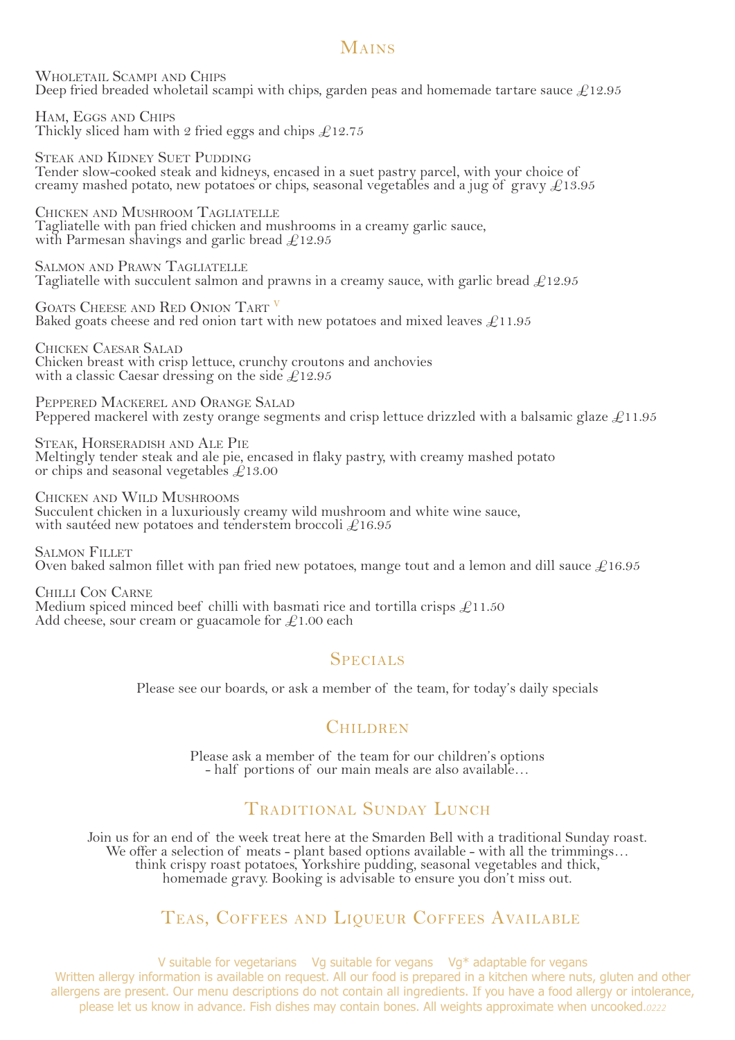## Mains

**Wholetail Scampi and Chips**
Deep fried breaded wholetail scampi with chips, garden peas and homemade tartare sauce £12.95

**Ham, Eggs and Chips**
Thickly sliced ham with 2 fried eggs and chips £12.75

**Steak and Kidney Suet Pudding**
Tender slow-cooked steak and kidneys, encased in a suet pastry parcel, with your choice of creamy mashed potato, new potatoes or chips, seasonal vegetables and a jug of gravy £13.95

**Chicken and Mushroom Tagliatelle**
Tagliatelle with pan fried chicken and mushrooms in a creamy garlic sauce, with Parmesan shavings and garlic bread £12.95

**Salmon and Prawn Tagliatelle**
Tagliatelle with succulent salmon and prawns in a creamy sauce, with garlic bread £12.95

**Goats Cheese and Red Onion Tart** V
Baked goats cheese and red onion tart with new potatoes and mixed leaves £11.95

**Chicken Caesar Salad**
Chicken breast with crisp lettuce, crunchy croutons and anchovies with a classic Caesar dressing on the side £12.95

**Peppered Mackerel and Orange Salad**
Peppered mackerel with zesty orange segments and crisp lettuce drizzled with a balsamic glaze £11.95

**Steak, Horseradish and Ale Pie**
Meltingly tender steak and ale pie, encased in flaky pastry, with creamy mashed potato or chips and seasonal vegetables £13.00

**Chicken and Wild Mushrooms**
Succulent chicken in a luxuriously creamy wild mushroom and white wine sauce, with sautéed new potatoes and tenderstem broccoli £16.95

**Salmon Fillet**
Oven baked salmon fillet with pan fried new potatoes, mange tout and a lemon and dill sauce £16.95

**Chilli Con Carne**
Medium spiced minced beef chilli with basmati rice and tortilla crisps £11.50
Add cheese, sour cream or guacamole for £1.00 each

## Specials

Please see our boards, or ask a member of the team, for today's daily specials

## Children

Please ask a member of the team for our children's options
- half portions of our main meals are also available…

## Traditional Sunday Lunch

Join us for an end of the week treat here at the Smarden Bell with a traditional Sunday roast. We offer a selection of meats - plant based options available - with all the trimmings… think crispy roast potatoes, Yorkshire pudding, seasonal vegetables and thick, homemade gravy. Booking is advisable to ensure you don't miss out.

## Teas, Coffees and Liqueur Coffees Available

V suitable for vegetarians  Vg suitable for vegans  Vg* adaptable for vegans
Written allergy information is available on request. All our food is prepared in a kitchen where nuts, gluten and other allergens are present. Our menu descriptions do not contain all ingredients. If you have a food allergy or intolerance, please let us know in advance. Fish dishes may contain bones. All weights approximate when uncooked.*0222*